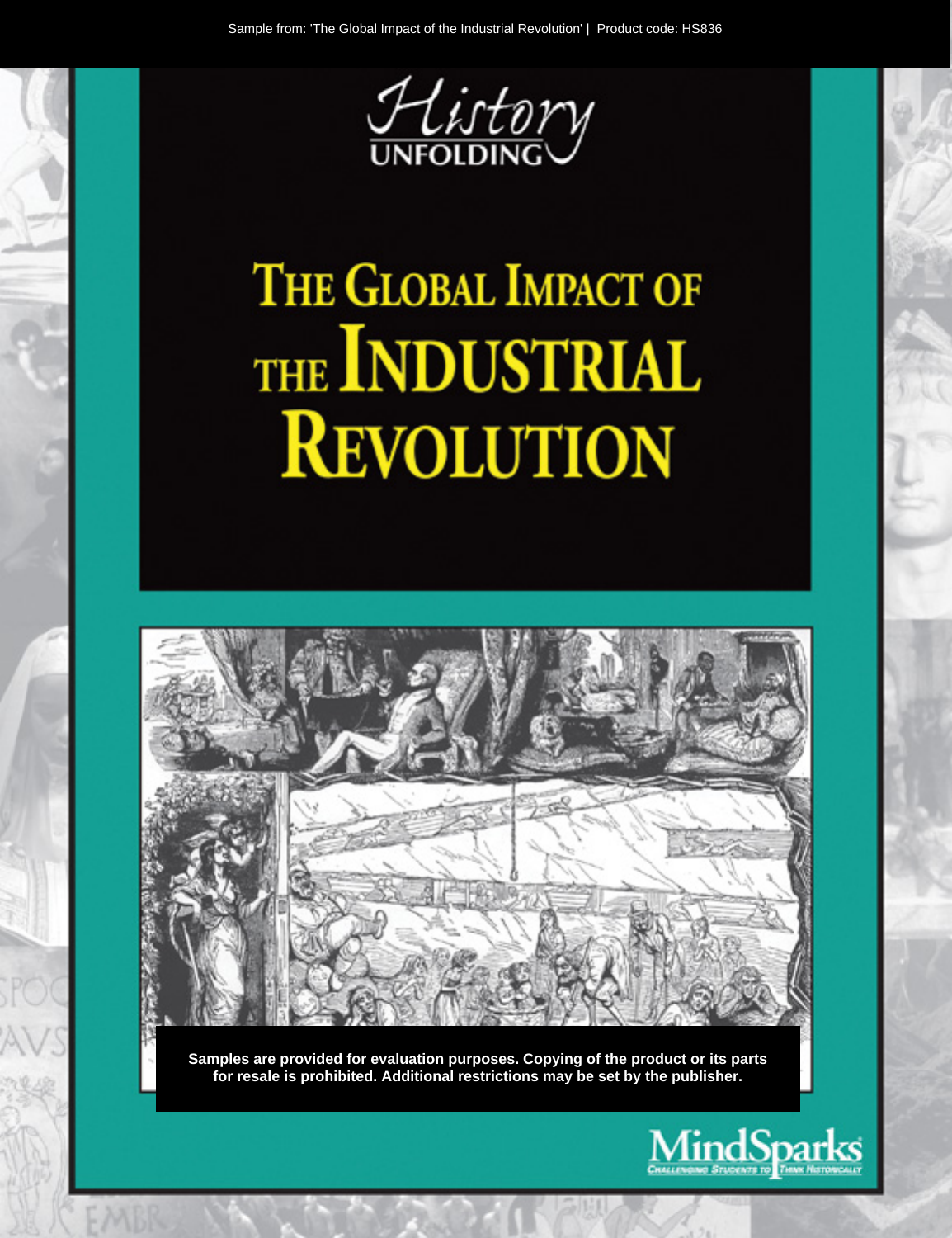Sample from: 'The Global Impact of the Industrial Revolution' | Product code: HS836

*History* UNFOLDING

# THE GLOBAL IMPACT OF THE INDUSTRIAL REVOLUTION

**Samples are provided for evaluation purposes. Copying of the product or its parts for resale is prohibited. Additional restrictions may be set by the publisher.**

MindSparks
CHALLENGING STUDENTS TO THINK HISTORICALLY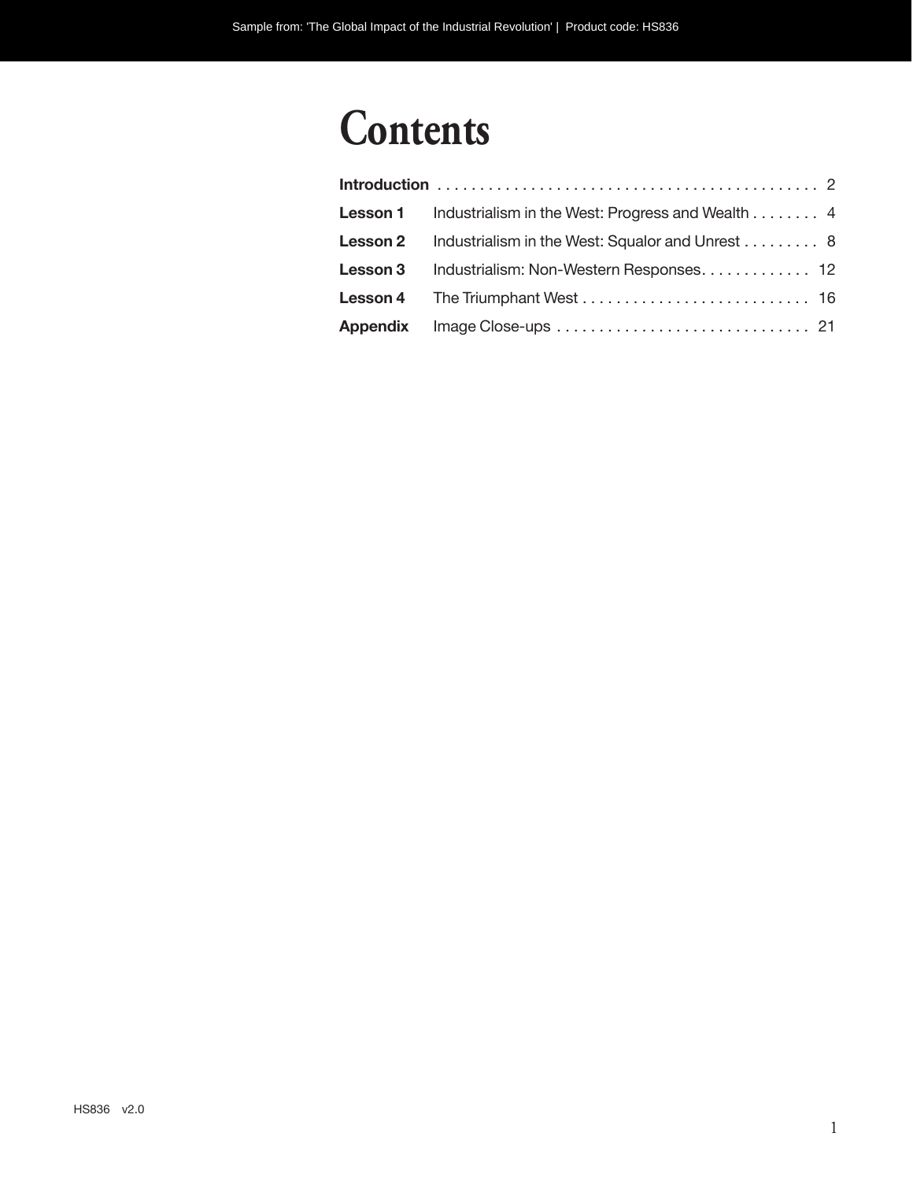# Contents

| | | |
|---|---|---|
| **Introduction** | | 2 |
| **Lesson 1** | Industrialism in the West: Progress and Wealth | 4 |
| **Lesson 2** | Industrialism in the West: Squalor and Unrest | 8 |
| **Lesson 3** | Industrialism: Non-Western Responses | 12 |
| **Lesson 4** | The Triumphant West | 16 |
| **Appendix** | Image Close-ups | 21 |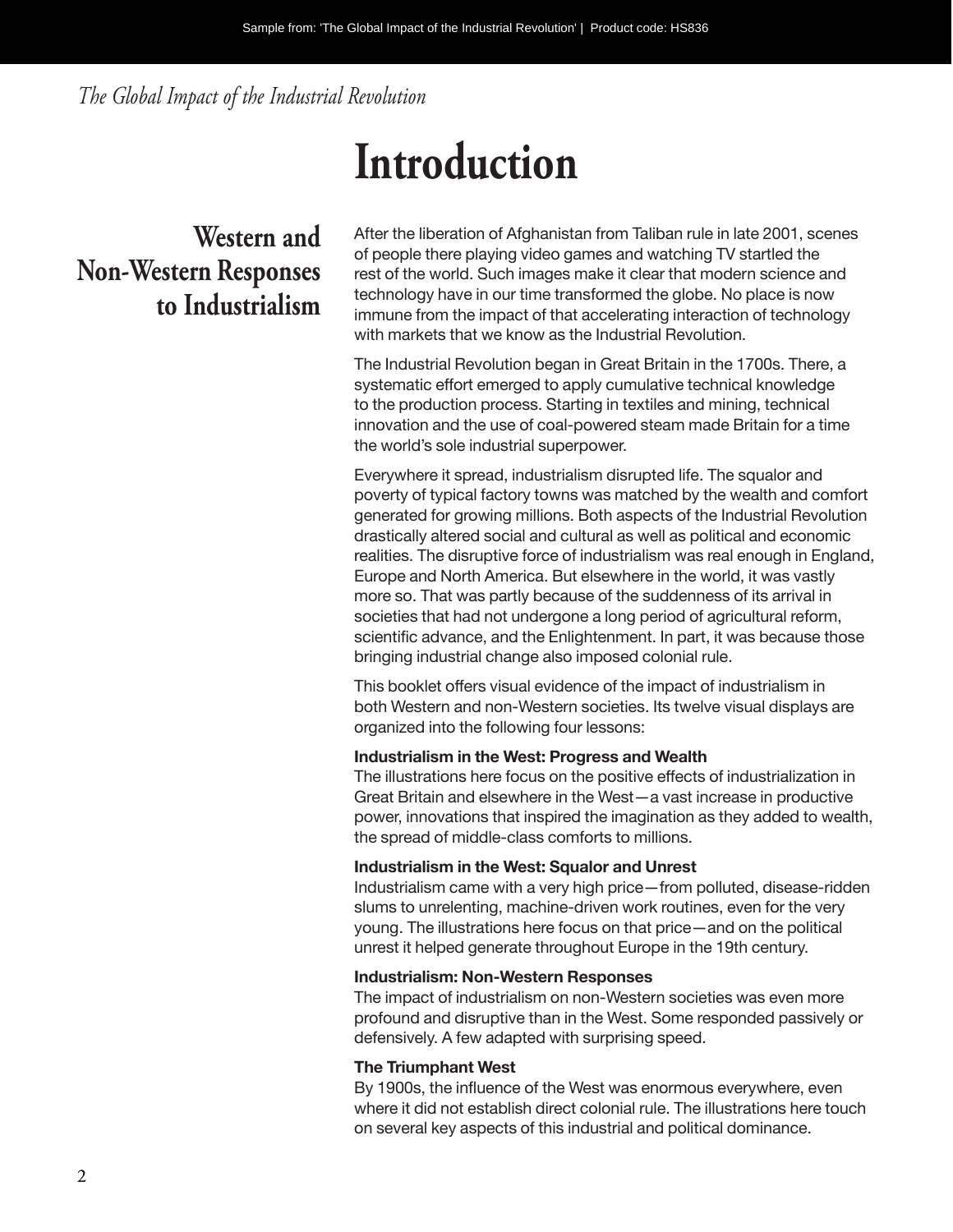# Introduction

## Western and Non-Western Responses to Industrialism

After the liberation of Afghanistan from Taliban rule in late 2001, scenes of people there playing video games and watching TV startled the rest of the world. Such images make it clear that modern science and technology have in our time transformed the globe. No place is now immune from the impact of that accelerating interaction of technology with markets that we know as the Industrial Revolution.

The Industrial Revolution began in Great Britain in the 1700s. There, a systematic effort emerged to apply cumulative technical knowledge to the production process. Starting in textiles and mining, technical innovation and the use of coal-powered steam made Britain for a time the world's sole industrial superpower.

Everywhere it spread, industrialism disrupted life. The squalor and poverty of typical factory towns was matched by the wealth and comfort generated for growing millions. Both aspects of the Industrial Revolution drastically altered social and cultural as well as political and economic realities. The disruptive force of industrialism was real enough in England, Europe and North America. But elsewhere in the world, it was vastly more so. That was partly because of the suddenness of its arrival in societies that had not undergone a long period of agricultural reform, scientific advance, and the Enlightenment. In part, it was because those bringing industrial change also imposed colonial rule.

This booklet offers visual evidence of the impact of industrialism in both Western and non-Western societies. Its twelve visual displays are organized into the following four lessons:

**Industrialism in the West: Progress and Wealth**
The illustrations here focus on the positive effects of industrialization in Great Britain and elsewhere in the West—a vast increase in productive power, innovations that inspired the imagination as they added to wealth, the spread of middle-class comforts to millions.

**Industrialism in the West: Squalor and Unrest**
Industrialism came with a very high price—from polluted, disease-ridden slums to unrelenting, machine-driven work routines, even for the very young. The illustrations here focus on that price—and on the political unrest it helped generate throughout Europe in the 19th century.

**Industrialism: Non-Western Responses**
The impact of industrialism on non-Western societies was even more profound and disruptive than in the West. Some responded passively or defensively. A few adapted with surprising speed.

**The Triumphant West**
By 1900s, the influence of the West was enormous everywhere, even where it did not establish direct colonial rule. The illustrations here touch on several key aspects of this industrial and political dominance.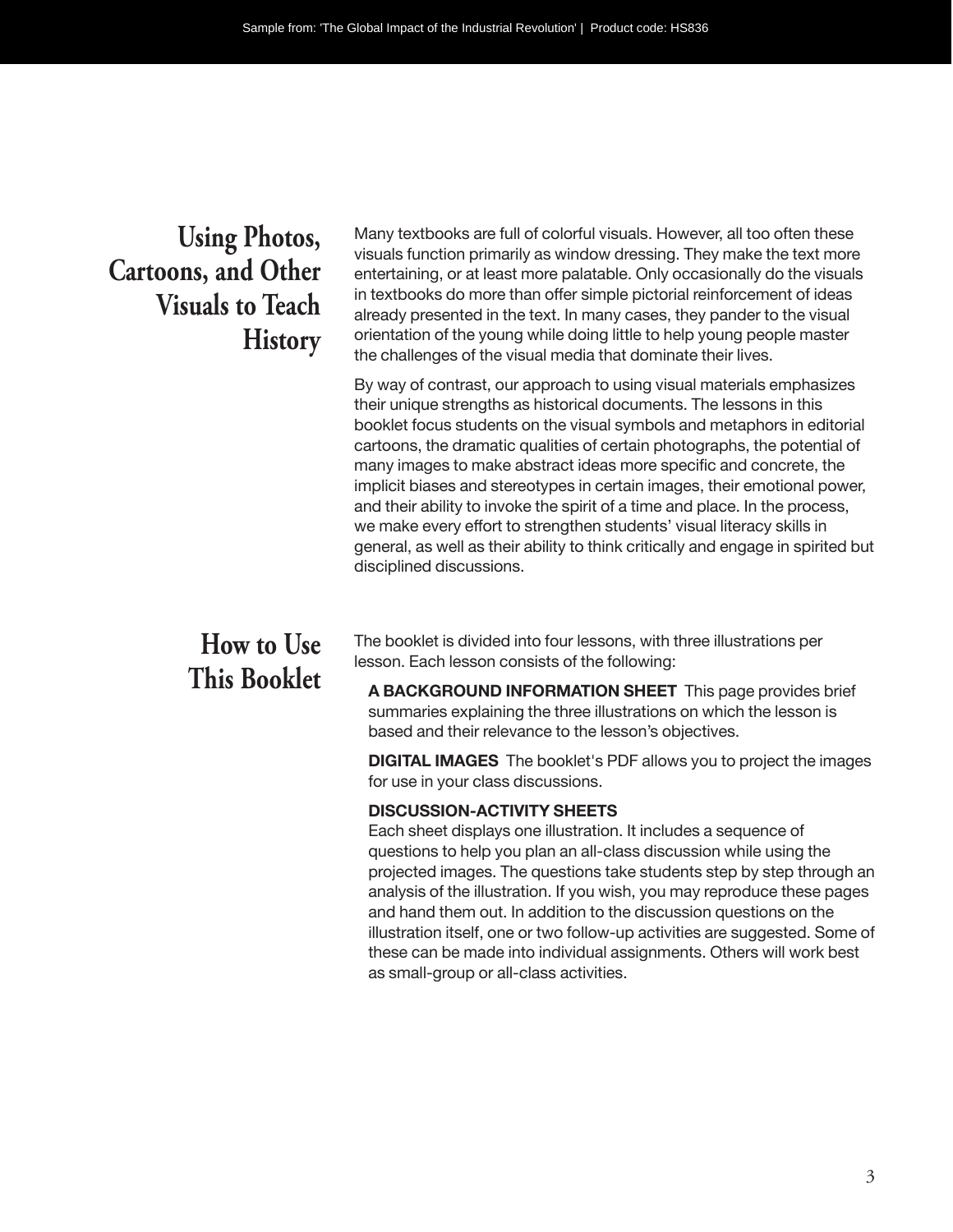## Using Photos, Cartoons, and Other Visuals to Teach History

Many textbooks are full of colorful visuals. However, all too often these visuals function primarily as window dressing. They make the text more entertaining, or at least more palatable. Only occasionally do the visuals in textbooks do more than offer simple pictorial reinforcement of ideas already presented in the text. In many cases, they pander to the visual orientation of the young while doing little to help young people master the challenges of the visual media that dominate their lives.

By way of contrast, our approach to using visual materials emphasizes their unique strengths as historical documents. The lessons in this booklet focus students on the visual symbols and metaphors in editorial cartoons, the dramatic qualities of certain photographs, the potential of many images to make abstract ideas more specific and concrete, the implicit biases and stereotypes in certain images, their emotional power, and their ability to invoke the spirit of a time and place. In the process, we make every effort to strengthen students' visual literacy skills in general, as well as their ability to think critically and engage in spirited but disciplined discussions.

## How to Use This Booklet

The booklet is divided into four lessons, with three illustrations per lesson. Each lesson consists of the following:

**A BACKGROUND INFORMATION SHEET** This page provides brief summaries explaining the three illustrations on which the lesson is based and their relevance to the lesson's objectives.

**DIGITAL IMAGES** The booklet's PDF allows you to project the images for use in your class discussions.

**DISCUSSION-ACTIVITY SHEETS**
Each sheet displays one illustration. It includes a sequence of questions to help you plan an all-class discussion while using the projected images. The questions take students step by step through an analysis of the illustration. If you wish, you may reproduce these pages and hand them out. In addition to the discussion questions on the illustration itself, one or two follow-up activities are suggested. Some of these can be made into individual assignments. Others will work best as small-group or all-class activities.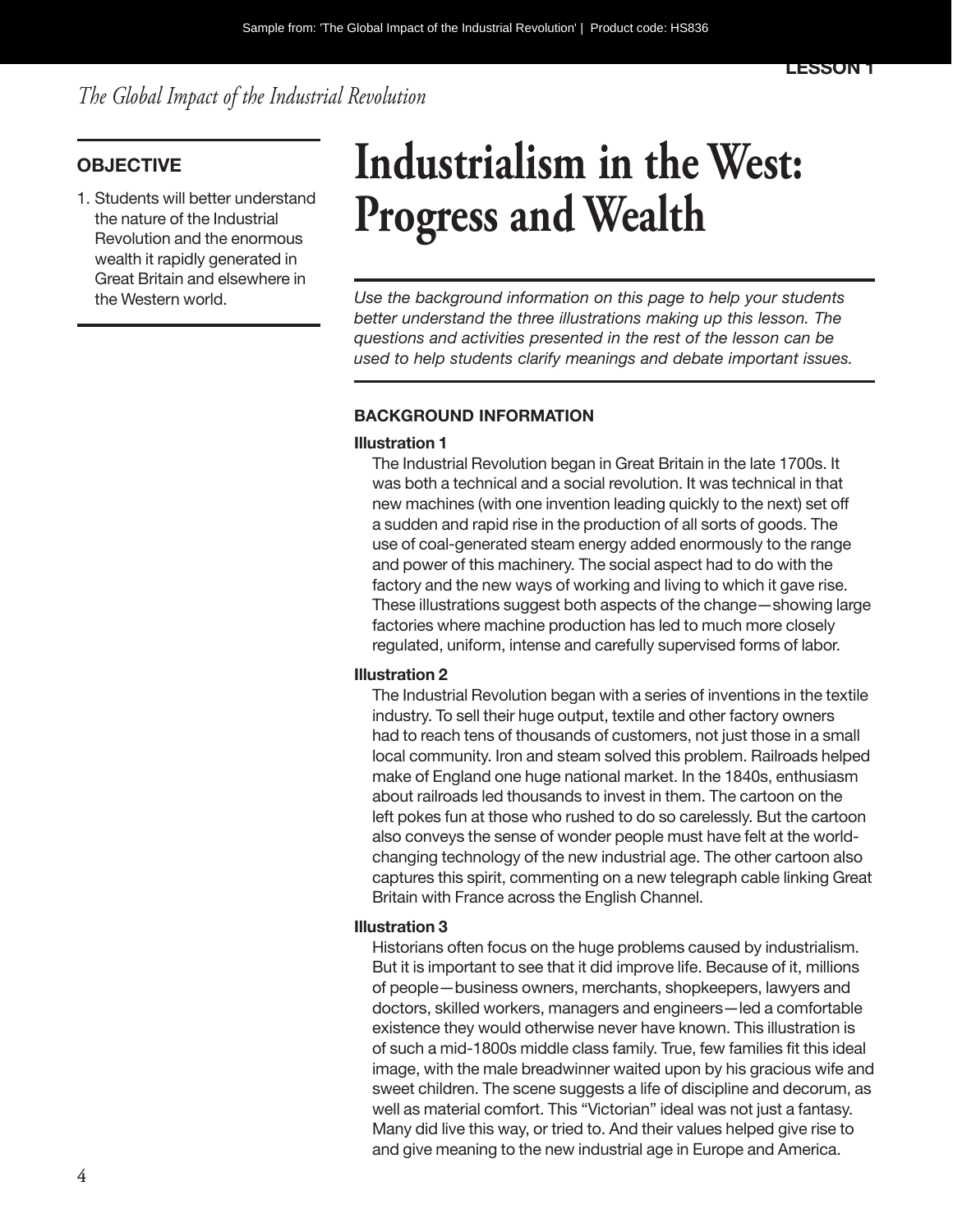# Industrialism in the West: Progress and Wealth

## OBJECTIVE

1. Students will better understand the nature of the Industrial Revolution and the enormous wealth it rapidly generated in Great Britain and elsewhere in the Western world.

*Use the background information on this page to help your students better understand the three illustrations making up this lesson. The questions and activities presented in the rest of the lesson can be used to help students clarify meanings and debate important issues.*

### BACKGROUND INFORMATION

**Illustration 1**

The Industrial Revolution began in Great Britain in the late 1700s. It was both a technical and a social revolution. It was technical in that new machines (with one invention leading quickly to the next) set off a sudden and rapid rise in the production of all sorts of goods. The use of coal-generated steam energy added enormously to the range and power of this machinery. The social aspect had to do with the factory and the new ways of working and living to which it gave rise. These illustrations suggest both aspects of the change—showing large factories where machine production has led to much more closely regulated, uniform, intense and carefully supervised forms of labor.

**Illustration 2**

The Industrial Revolution began with a series of inventions in the textile industry. To sell their huge output, textile and other factory owners had to reach tens of thousands of customers, not just those in a small local community. Iron and steam solved this problem. Railroads helped make of England one huge national market. In the 1840s, enthusiasm about railroads led thousands to invest in them. The cartoon on the left pokes fun at those who rushed to do so carelessly. But the cartoon also conveys the sense of wonder people must have felt at the world-changing technology of the new industrial age. The other cartoon also captures this spirit, commenting on a new telegraph cable linking Great Britain with France across the English Channel.

**Illustration 3**

Historians often focus on the huge problems caused by industrialism. But it is important to see that it did improve life. Because of it, millions of people—business owners, merchants, shopkeepers, lawyers and doctors, skilled workers, managers and engineers—led a comfortable existence they would otherwise never have known. This illustration is of such a mid-1800s middle class family. True, few families fit this ideal image, with the male breadwinner waited upon by his gracious wife and sweet children. The scene suggests a life of discipline and decorum, as well as material comfort. This "Victorian" ideal was not just a fantasy. Many did live this way, or tried to. And their values helped give rise to and give meaning to the new industrial age in Europe and America.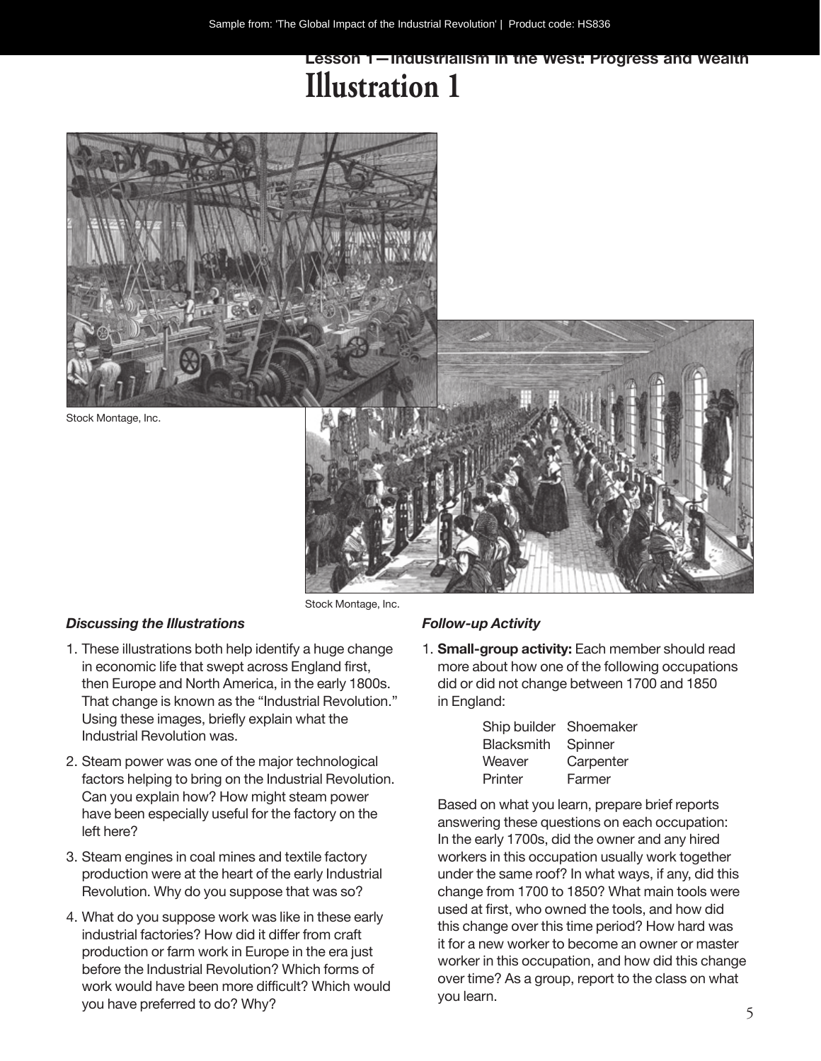Lesson 1—Industrialism in the West: Progress and Wealth

# Illustration 1

Stock Montage, Inc.

Stock Montage, Inc.

### *Discussing the Illustrations*

1. These illustrations both help identify a huge change in economic life that swept across England first, then Europe and North America, in the early 1800s. That change is known as the "Industrial Revolution." Using these images, briefly explain what the Industrial Revolution was.
2. Steam power was one of the major technological factors helping to bring on the Industrial Revolution. Can you explain how? How might steam power have been especially useful for the factory on the left here?
3. Steam engines in coal mines and textile factory production were at the heart of the early Industrial Revolution. Why do you suppose that was so?
4. What do you suppose work was like in these early industrial factories? How did it differ from craft production or farm work in Europe in the era just before the Industrial Revolution? Which forms of work would have been more difficult? Which would you have preferred to do? Why?

### *Follow-up Activity*

1. **Small-group activity:** Each member should read more about how one of the following occupations did or did not change between 1700 and 1850 in England:

| | |
|---|---|
| Ship builder | Shoemaker |
| Blacksmith | Spinner |
| Weaver | Carpenter |
| Printer | Farmer |

   Based on what you learn, prepare brief reports answering these questions on each occupation: In the early 1700s, did the owner and any hired workers in this occupation usually work together under the same roof? In what ways, if any, did this change from 1700 to 1850? What main tools were used at first, who owned the tools, and how did this change over this time period? How hard was it for a new worker to become an owner or master worker in this occupation, and how did this change over time? As a group, report to the class on what you learn.